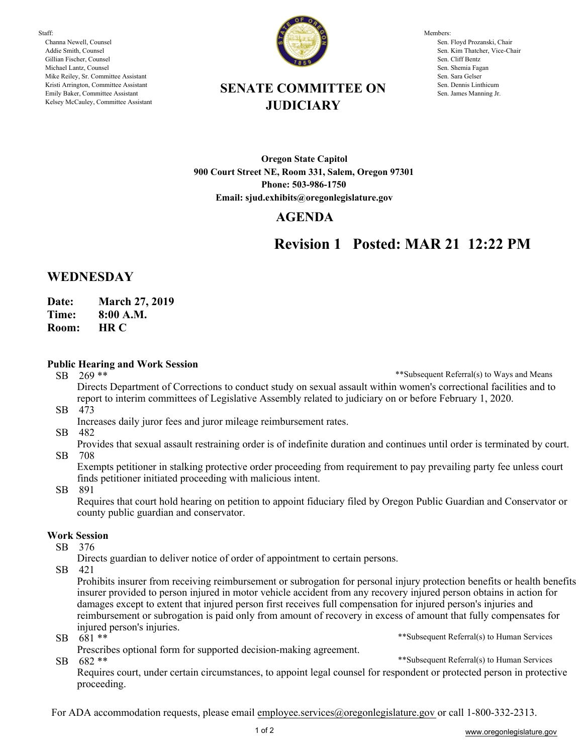Staff:
- Channa Newell, Counsel
- Addie Smith, Counsel
- Gillian Fischer, Counsel
- Michael Lantz, Counsel
- Mike Reiley, Sr. Committee Assistant
- Kristi Arrington, Committee Assistant
- Emily Baker, Committee Assistant
- Kelsey McCauley, Committee Assistant

Members:
- Sen. Floyd Prozanski, Chair
- Sen. Kim Thatcher, Vice-Chair
- Sen. Cliff Bentz
- Sen. Shemia Fagan
- Sen. Sara Gelser
- Sen. Dennis Linthicum
- Sen. James Manning Jr.

# SENATE COMMITTEE ON JUDICIARY

**Oregon State Capitol**
**900 Court Street NE, Room 331, Salem, Oregon 97301**
**Phone: 503-986-1750**
**Email: sjud.exhibits@oregonlegislature.gov**

## AGENDA

## Revision 1 Posted: MAR 21 12:22 PM

## WEDNESDAY

**Date:** March 27, 2019
**Time:** 8:00 A.M.
**Room:** HR C

### Public Hearing and Work Session

SB 269 ** — **Subsequent Referral(s) to Ways and Means
Directs Department of Corrections to conduct study on sexual assault within women's correctional facilities and to report to interim committees of Legislative Assembly related to judiciary on or before February 1, 2020.

SB 473
Increases daily juror fees and juror mileage reimbursement rates.

SB 482
Provides that sexual assault restraining order is of indefinite duration and continues until order is terminated by court.

SB 708
Exempts petitioner in stalking protective order proceeding from requirement to pay prevailing party fee unless court finds petitioner initiated proceeding with malicious intent.

SB 891
Requires that court hold hearing on petition to appoint fiduciary filed by Oregon Public Guardian and Conservator or county public guardian and conservator.

### Work Session

SB 376
Directs guardian to deliver notice of order of appointment to certain persons.

SB 421
Prohibits insurer from receiving reimbursement or subrogation for personal injury protection benefits or health benefits insurer provided to person injured in motor vehicle accident from any recovery injured person obtains in action for damages except to extent that injured person first receives full compensation for injured person's injuries and reimbursement or subrogation is paid only from amount of recovery in excess of amount that fully compensates for injured person's injuries.

SB 681 ** — **Subsequent Referral(s) to Human Services
Prescribes optional form for supported decision-making agreement.

SB 682 ** — **Subsequent Referral(s) to Human Services
Requires court, under certain circumstances, to appoint legal counsel for respondent or protected person in protective proceeding.

For ADA accommodation requests, please email employee.services@oregonlegislature.gov or call 1-800-332-2313.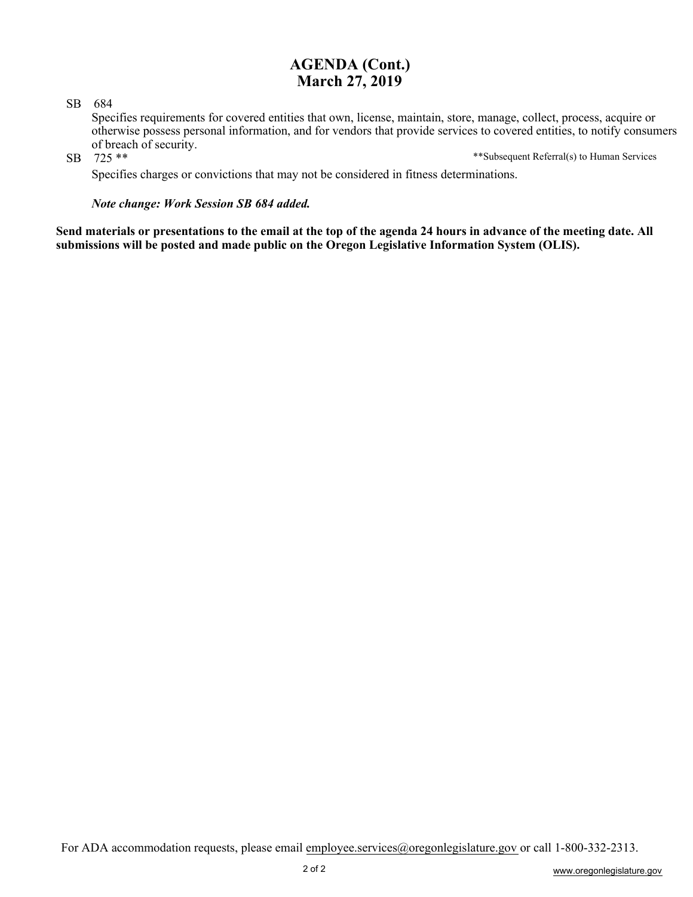# AGENDA (Cont.)
# March 27, 2019

SB 684

Specifies requirements for covered entities that own, license, maintain, store, manage, collect, process, acquire or otherwise possess personal information, and for vendors that provide services to covered entities, to notify consumers of breach of security.

SB 725 **

**Subsequent Referral(s) to Human Services

Specifies charges or convictions that may not be considered in fitness determinations.

*Note change: Work Session SB 684 added.*

**Send materials or presentations to the email at the top of the agenda 24 hours in advance of the meeting date. All submissions will be posted and made public on the Oregon Legislative Information System (OLIS).**

For ADA accommodation requests, please email employee.services@oregonlegislature.gov or call 1-800-332-2313.

www.oregonlegislature.gov